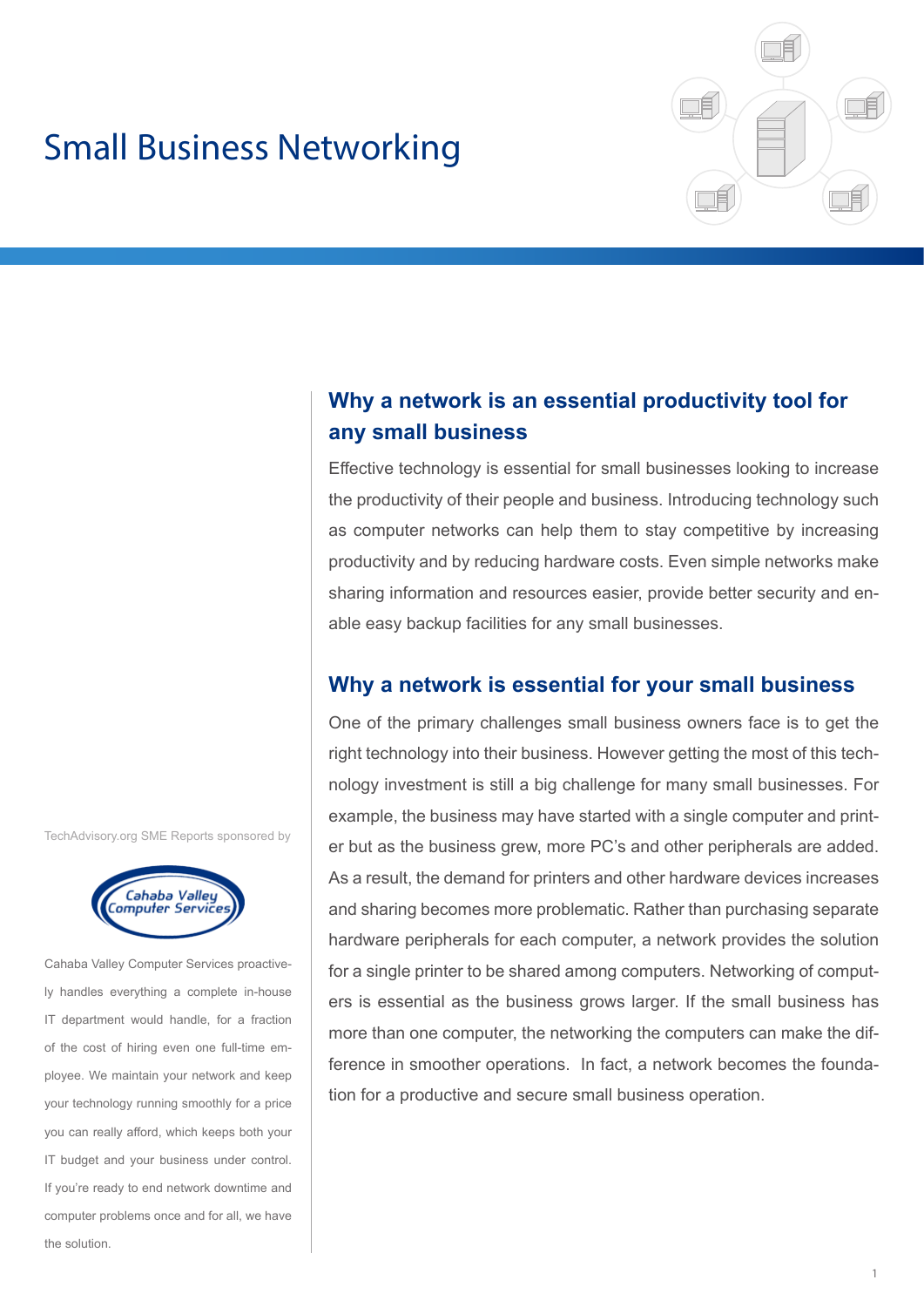# Small Business Networking

## Why a network is an essential productivity tool for any small business

Effective technology is essential for small businesses looking to increase the productivity of their people and business. Introducing technology such as computer networks can help them to stay competitive by increasing productivity and by reducing hardware costs. Even simple networks make sharing information and resources easier, provide better security and enable easy backup facilities for any small businesses.

## Why a network is essential for your small business

One of the primary challenges small business owners face is to get the right technology into their business. However getting the most of this technology investment is still a big challenge for many small businesses. For example, the business may have started with a single computer and printer but as the business grew, more PC's and other peripherals are added. As a result, the demand for printers and other hardware devices increases and sharing becomes more problematic. Rather than purchasing separate hardware peripherals for each computer, a network provides the solution for a single printer to be shared among computers. Networking of computers is essential as the business grows larger. If the small business has more than one computer, the networking the computers can make the difference in smoother operations.  In fact, a network becomes the foundation for a productive and secure small business operation.

TechAdvisory.org SME Reports sponsored by

Cahaba Valley Computer Services

Cahaba Valley Computer Services proactively handles everything a complete in-house IT department would handle, for a fraction of the cost of hiring even one full-time employee. We maintain your network and keep your technology running smoothly for a price you can really afford, which keeps both your IT budget and your business under control. If you're ready to end network downtime and computer problems once and for all, we have the solution.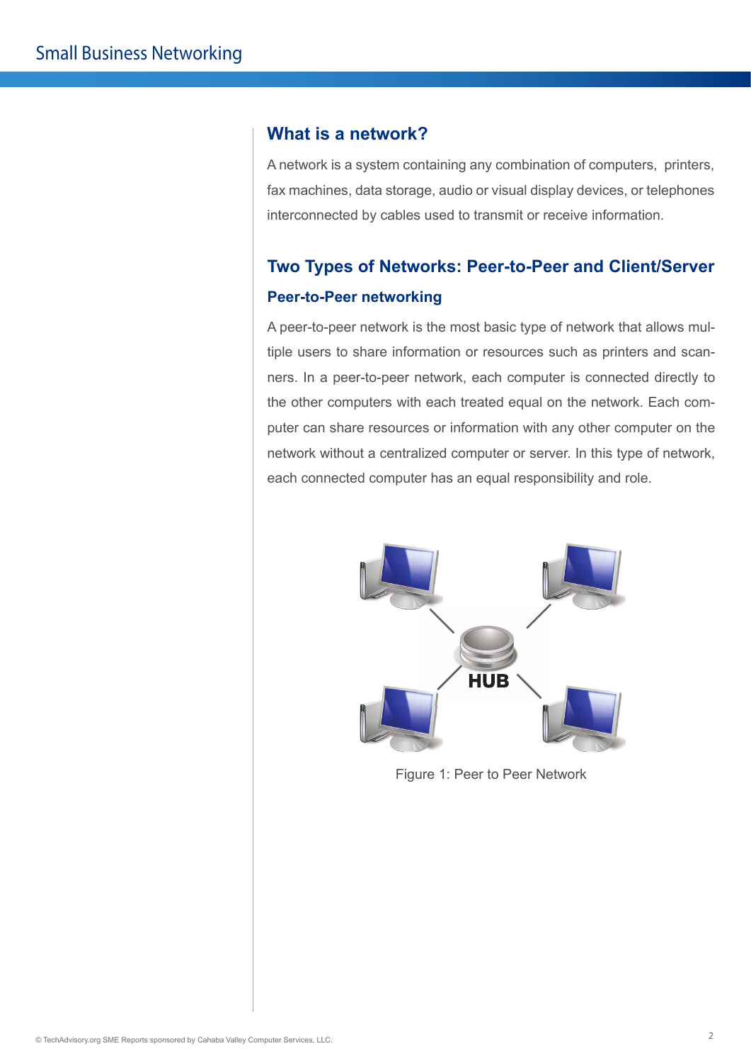## What is a network?

A network is a system containing any combination of computers, printers, fax machines, data storage, audio or visual display devices, or telephones interconnected by cables used to transmit or receive information.

## Two Types of Networks: Peer-to-Peer and Client/Server

### Peer-to-Peer networking

A peer-to-peer network is the most basic type of network that allows multiple users to share information or resources such as printers and scanners. In a peer-to-peer network, each computer is connected directly to the other computers with each treated equal on the network. Each computer can share resources or information with any other computer on the network without a centralized computer or server. In this type of network, each connected computer has an equal responsibility and role.

HUB

Figure 1: Peer to Peer Network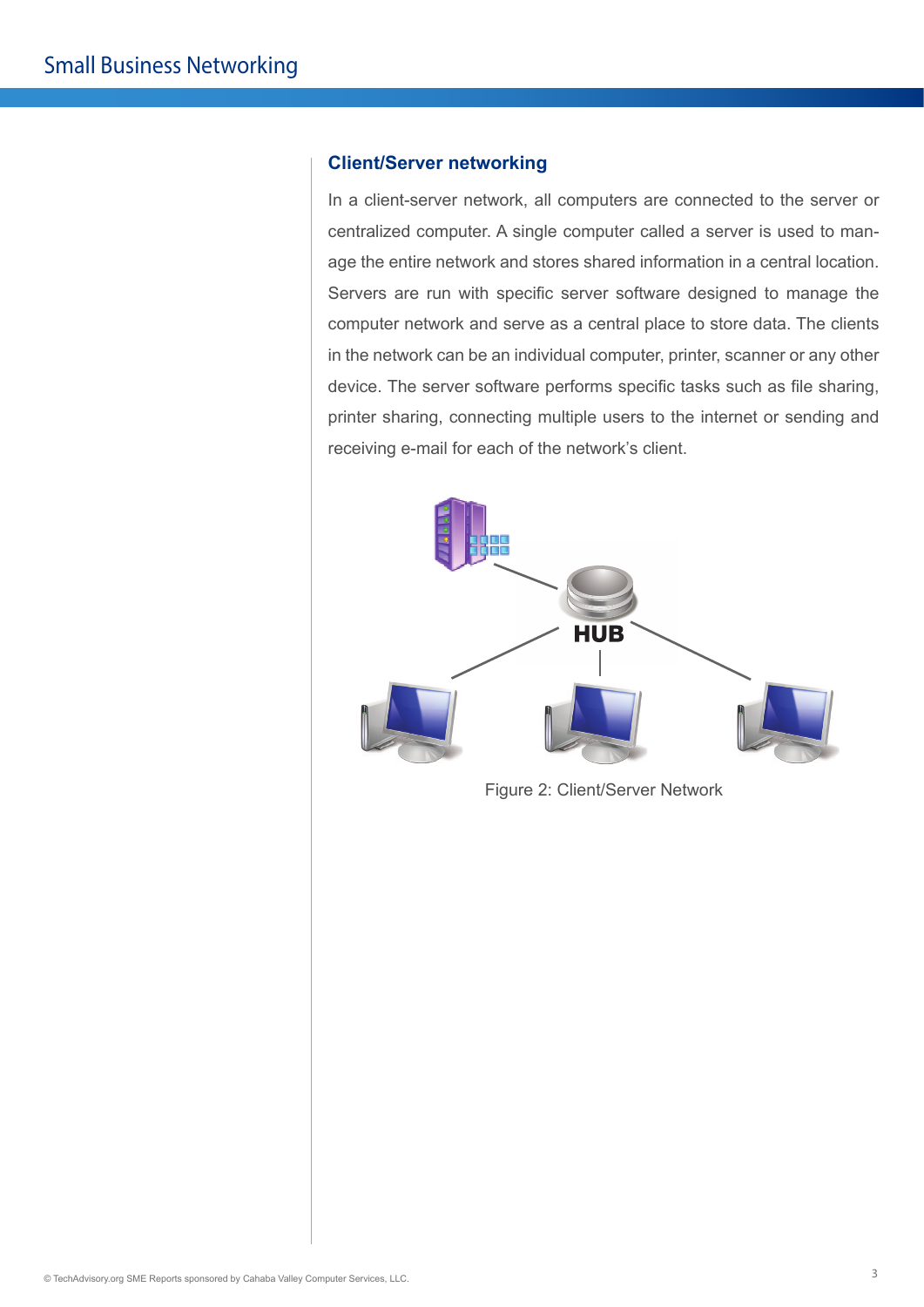## Client/Server networking

In a client-server network, all computers are connected to the server or centralized computer. A single computer called a server is used to manage the entire network and stores shared information in a central location. Servers are run with specific server software designed to manage the computer network and serve as a central place to store data. The clients in the network can be an individual computer, printer, scanner or any other device. The server software performs specific tasks such as file sharing, printer sharing, connecting multiple users to the internet or sending and receiving e-mail for each of the network's client.

HUB

Figure 2: Client/Server Network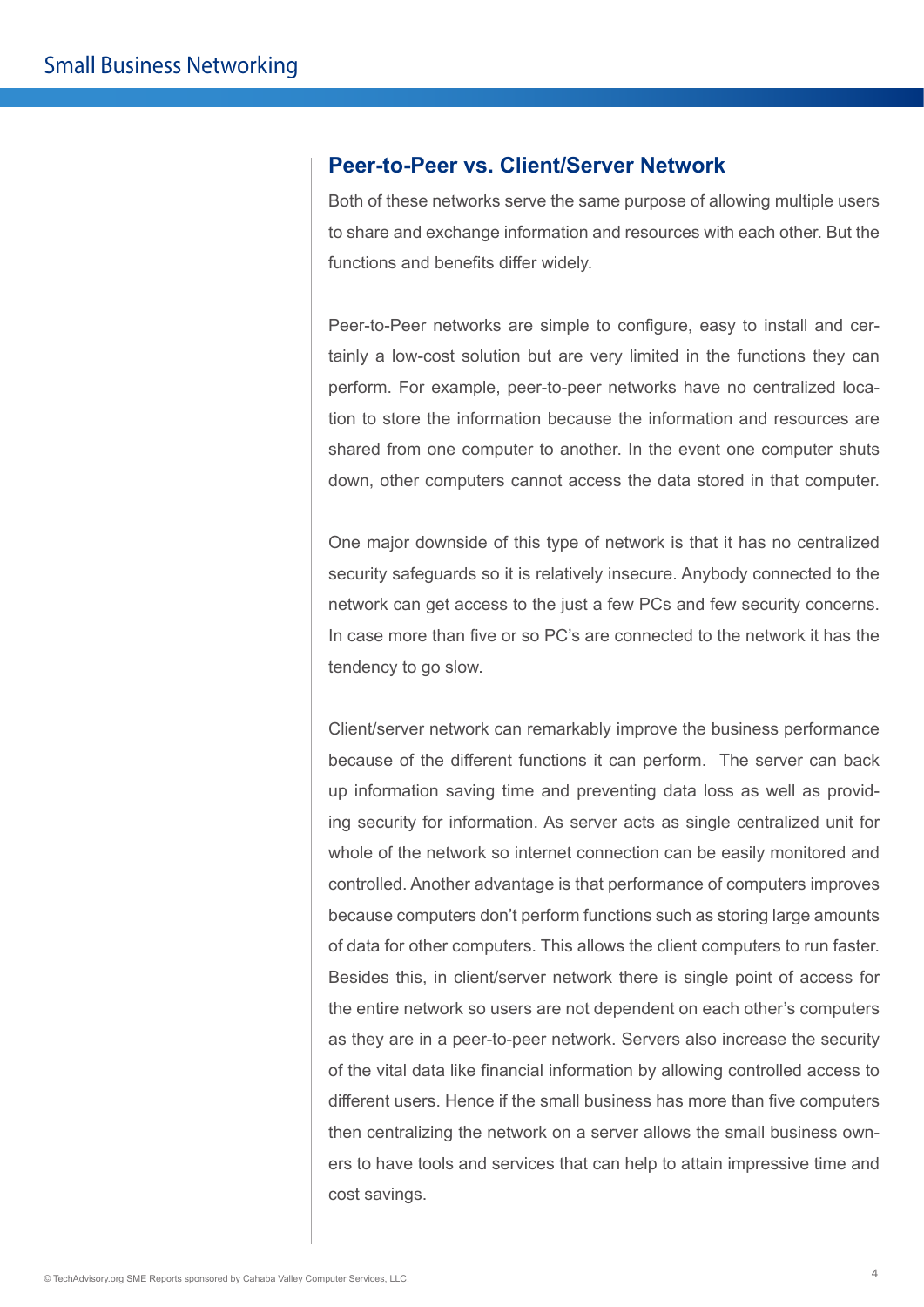## Peer-to-Peer vs. Client/Server Network

Both of these networks serve the same purpose of allowing multiple users to share and exchange information and resources with each other. But the functions and benefits differ widely.

Peer-to-Peer networks are simple to configure, easy to install and certainly a low-cost solution but are very limited in the functions they can perform. For example, peer-to-peer networks have no centralized location to store the information because the information and resources are shared from one computer to another. In the event one computer shuts down, other computers cannot access the data stored in that computer.

One major downside of this type of network is that it has no centralized security safeguards so it is relatively insecure. Anybody connected to the network can get access to the just a few PCs and few security concerns. In case more than five or so PC's are connected to the network it has the tendency to go slow.

Client/server network can remarkably improve the business performance because of the different functions it can perform. The server can back up information saving time and preventing data loss as well as providing security for information. As server acts as single centralized unit for whole of the network so internet connection can be easily monitored and controlled. Another advantage is that performance of computers improves because computers don't perform functions such as storing large amounts of data for other computers. This allows the client computers to run faster. Besides this, in client/server network there is single point of access for the entire network so users are not dependent on each other's computers as they are in a peer-to-peer network. Servers also increase the security of the vital data like financial information by allowing controlled access to different users. Hence if the small business has more than five computers then centralizing the network on a server allows the small business owners to have tools and services that can help to attain impressive time and cost savings.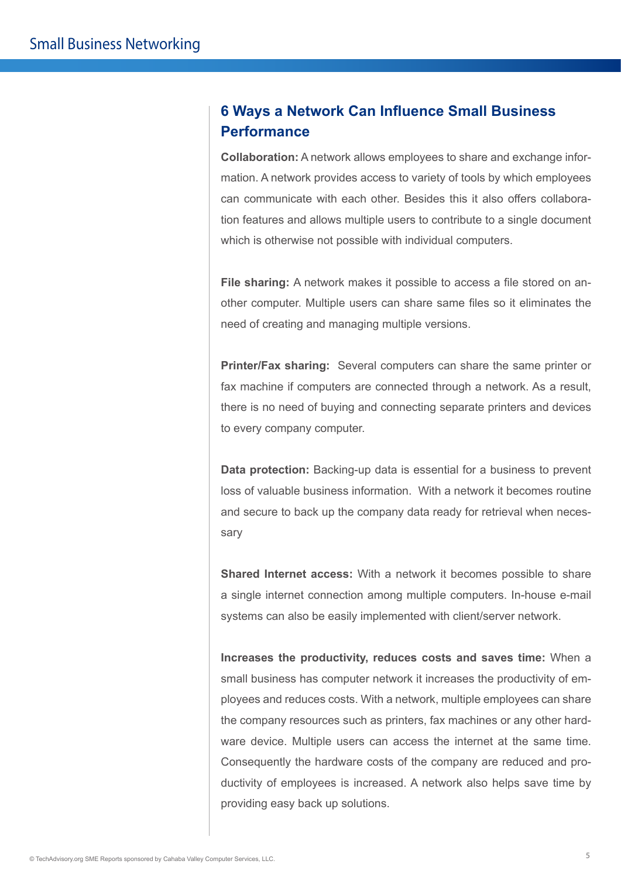## 6 Ways a Network Can Influence Small Business Performance

**Collaboration:** A network allows employees to share and exchange information. A network provides access to variety of tools by which employees can communicate with each other. Besides this it also offers collaboration features and allows multiple users to contribute to a single document which is otherwise not possible with individual computers.

**File sharing:** A network makes it possible to access a file stored on another computer. Multiple users can share same files so it eliminates the need of creating and managing multiple versions.

**Printer/Fax sharing:** Several computers can share the same printer or fax machine if computers are connected through a network. As a result, there is no need of buying and connecting separate printers and devices to every company computer.

**Data protection:** Backing-up data is essential for a business to prevent loss of valuable business information. With a network it becomes routine and secure to back up the company data ready for retrieval when necessary

**Shared Internet access:** With a network it becomes possible to share a single internet connection among multiple computers. In-house e-mail systems can also be easily implemented with client/server network.

**Increases the productivity, reduces costs and saves time:** When a small business has computer network it increases the productivity of employees and reduces costs. With a network, multiple employees can share the company resources such as printers, fax machines or any other hardware device. Multiple users can access the internet at the same time. Consequently the hardware costs of the company are reduced and productivity of employees is increased. A network also helps save time by providing easy back up solutions.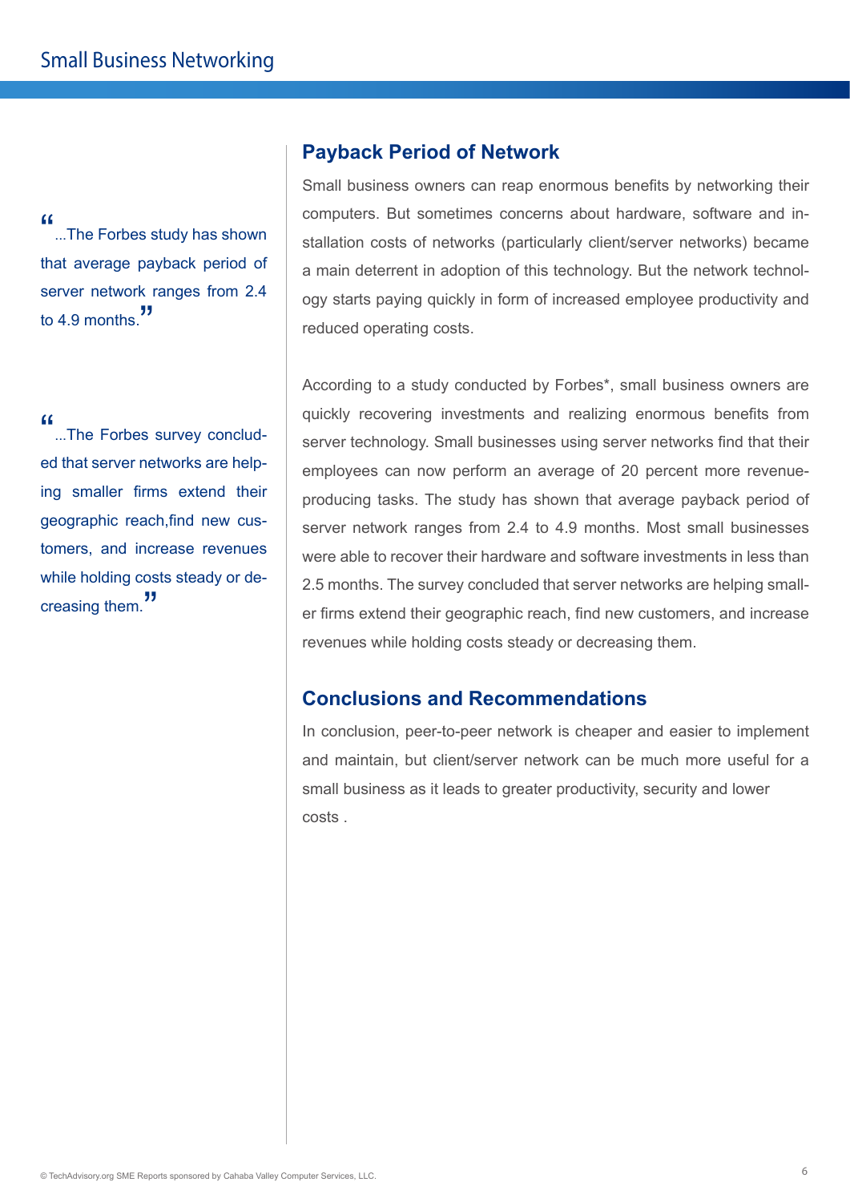> ...The Forbes study has shown that average payback period of server network ranges from 2.4 to 4.9 months.

> ...The Forbes survey concluded that server networks are helping smaller firms extend their geographic reach,find new customers, and increase revenues while holding costs steady or decreasing them.

## Payback Period of Network

Small business owners can reap enormous benefits by networking their computers. But sometimes concerns about hardware, software and installation costs of networks (particularly client/server networks) became a main deterrent in adoption of this technology. But the network technology starts paying quickly in form of increased employee productivity and reduced operating costs.

According to a study conducted by Forbes*, small business owners are quickly recovering investments and realizing enormous benefits from server technology. Small businesses using server networks find that their employees can now perform an average of 20 percent more revenue-producing tasks. The study has shown that average payback period of server network ranges from 2.4 to 4.9 months. Most small businesses were able to recover their hardware and software investments in less than 2.5 months. The survey concluded that server networks are helping smaller firms extend their geographic reach, find new customers, and increase revenues while holding costs steady or decreasing them.

## Conclusions and Recommendations

In conclusion, peer-to-peer network is cheaper and easier to implement and maintain, but client/server network can be much more useful for a small business as it leads to greater productivity, security and lower costs .

© TechAdvisory.org SME Reports sponsored by Cahaba Valley Computer Services, LLC.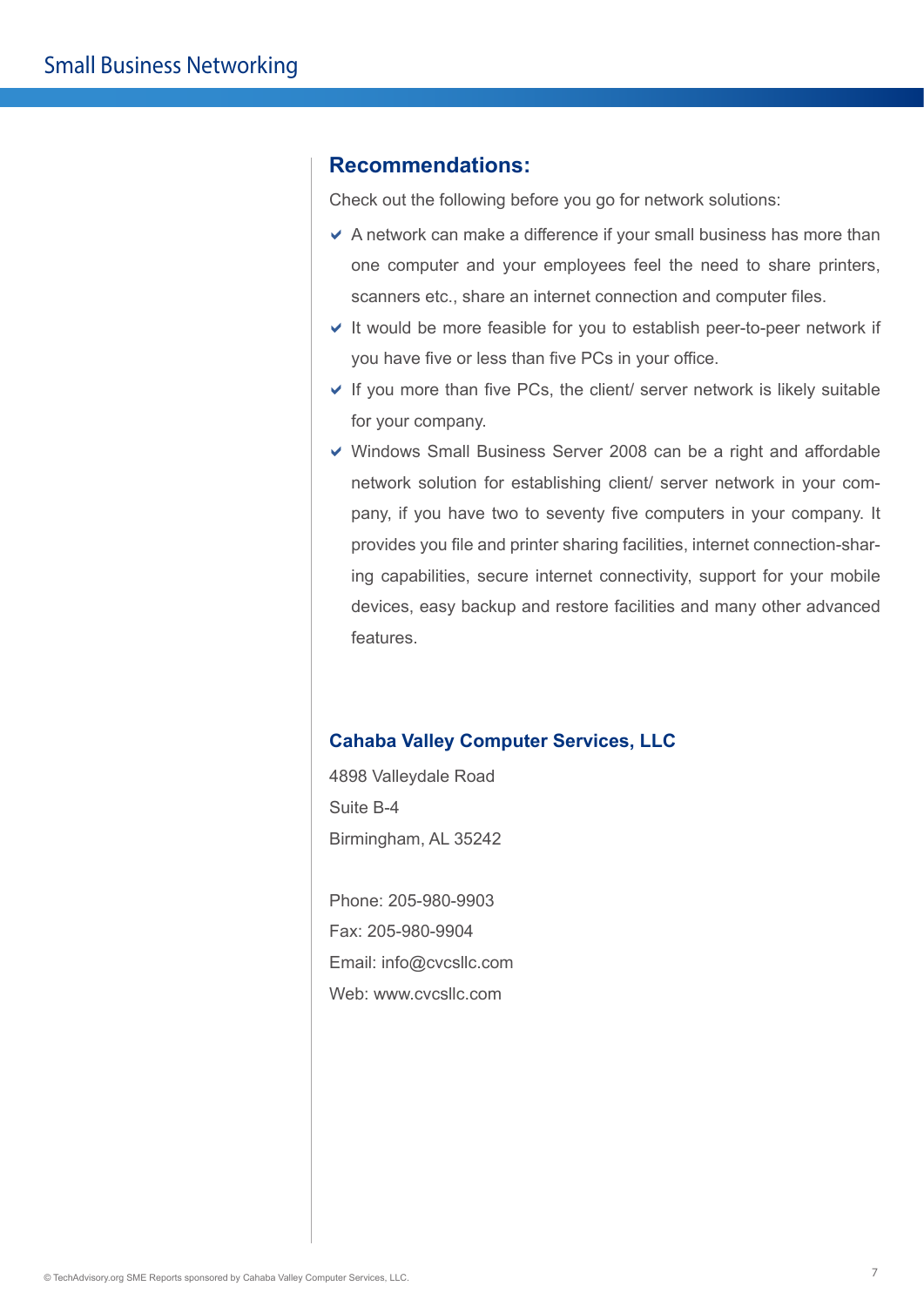## Recommendations:

Check out the following before you go for network solutions:

- A network can make a difference if your small business has more than one computer and your employees feel the need to share printers, scanners etc., share an internet connection and computer files.
- It would be more feasible for you to establish peer-to-peer network if you have five or less than five PCs in your office.
- If you more than five PCs, the client/ server network is likely suitable for your company.
- Windows Small Business Server 2008 can be a right and affordable network solution for establishing client/ server network in your company, if you have two to seventy five computers in your company. It provides you file and printer sharing facilities, internet connection-sharing capabilities, secure internet connectivity, support for your mobile devices, easy backup and restore facilities and many other advanced features.

### Cahaba Valley Computer Services, LLC

4898 Valleydale Road
Suite B-4
Birmingham, AL 35242

Phone: 205-980-9903
Fax: 205-980-9904
Email: info@cvcsllc.com
Web: www.cvcsllc.com